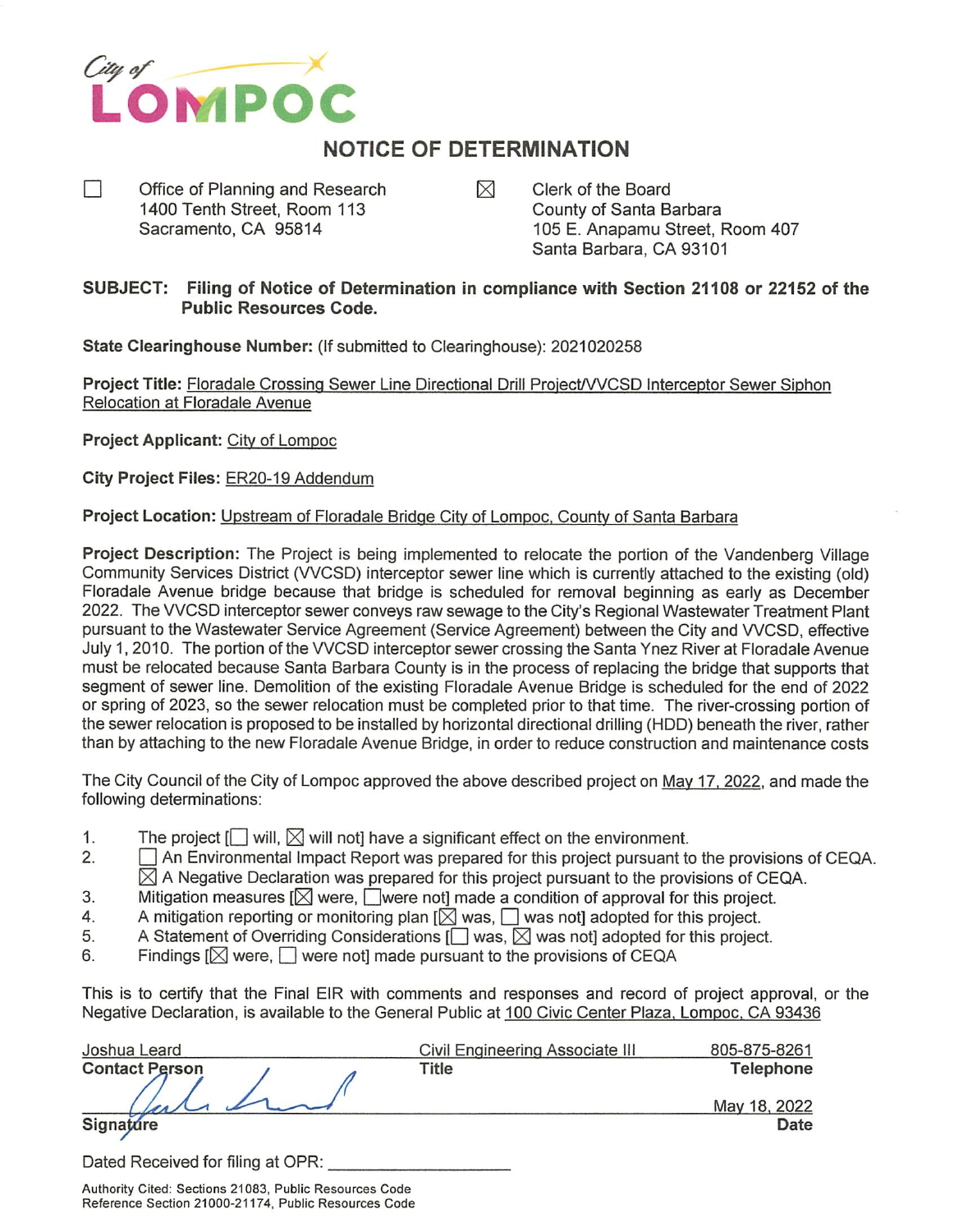City of LOMPOC

# NOTICE OF DETERMINATION

☐ Office of Planning and Research
1400 Tenth Street, Room 113
Sacramento, CA 95814

☒ Clerk of the Board
County of Santa Barbara
105 E. Anapamu Street, Room 407
Santa Barbara, CA 93101

**SUBJECT: Filing of Notice of Determination in compliance with Section 21108 or 22152 of the Public Resources Code.**

**State Clearinghouse Number:** (If submitted to Clearinghouse): 2021020258

**Project Title:** Floradale Crossing Sewer Line Directional Drill Project/VVCSD Interceptor Sewer Siphon Relocation at Floradale Avenue

**Project Applicant:** City of Lompoc

**City Project Files:** ER20-19 Addendum

**Project Location:** Upstream of Floradale Bridge City of Lompoc, County of Santa Barbara

**Project Description:** The Project is being implemented to relocate the portion of the Vandenberg Village Community Services District (VVCSD) interceptor sewer line which is currently attached to the existing (old) Floradale Avenue bridge because that bridge is scheduled for removal beginning as early as December 2022. The VVCSD interceptor sewer conveys raw sewage to the City's Regional Wastewater Treatment Plant pursuant to the Wastewater Service Agreement (Service Agreement) between the City and VVCSD, effective July 1, 2010. The portion of the VVCSD interceptor sewer crossing the Santa Ynez River at Floradale Avenue must be relocated because Santa Barbara County is in the process of replacing the bridge that supports that segment of sewer line. Demolition of the existing Floradale Avenue Bridge is scheduled for the end of 2022 or spring of 2023, so the sewer relocation must be completed prior to that time. The river-crossing portion of the sewer relocation is proposed to be installed by horizontal directional drilling (HDD) beneath the river, rather than by attaching to the new Floradale Avenue Bridge, in order to reduce construction and maintenance costs

The City Council of the City of Lompoc approved the above described project on May 17, 2022, and made the following determinations:

1. The project [☐ will, ☒ will not] have a significant effect on the environment.
2. ☐ An Environmental Impact Report was prepared for this project pursuant to the provisions of CEQA.
   ☒ A Negative Declaration was prepared for this project pursuant to the provisions of CEQA.
3. Mitigation measures [☒ were, ☐ were not] made a condition of approval for this project.
4. A mitigation reporting or monitoring plan [☒ was, ☐ was not] adopted for this project.
5. A Statement of Overriding Considerations [☐ was, ☒ was not] adopted for this project.
6. Findings [☒ were, ☐ were not] made pursuant to the provisions of CEQA

This is to certify that the Final EIR with comments and responses and record of project approval, or the Negative Declaration, is available to the General Public at 100 Civic Center Plaza, Lompoc, CA 93436

| Joshua Leard | Civil Engineering Associate III | 805-875-8261 |
|---|---|---|
| **Contact Person** | **Title** | **Telephone** |

[Signature]
**Signature**

May 18, 2022
**Date**

Dated Received for filing at OPR: ____________

Authority Cited: Sections 21083, Public Resources Code
Reference Section 21000-21174, Public Resources Code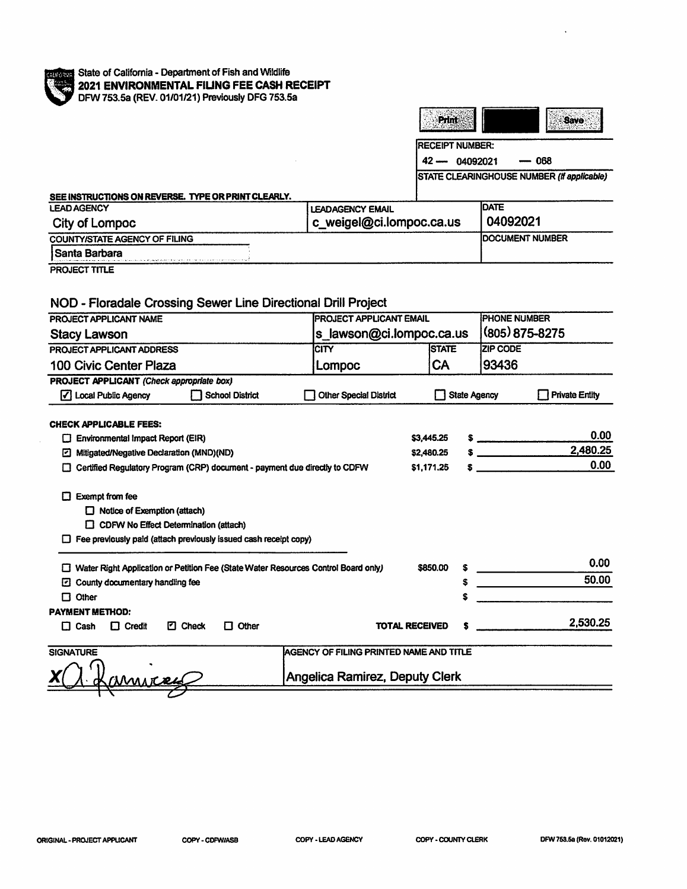State of California - Department of Fish and Wildlife

**2021 ENVIRONMENTAL FILING FEE CASH RECEIPT**

DFW 753.5a (REV. 01/01/21) Previously DFG 753.5a

Print | Save

RECEIPT NUMBER:
42 — 04092021 — 068

STATE CLEARINGHOUSE NUMBER (If applicable)

**SEE INSTRUCTIONS ON REVERSE. TYPE OR PRINT CLEARLY.**

| LEAD AGENCY | LEADAGENCY EMAIL | DATE |
|---|---|---|
| City of Lompoc | c_weigel@ci.lompoc.ca.us | 04092021 |
| COUNTY/STATE AGENCY OF FILING | | DOCUMENT NUMBER |
| Santa Barbara | | |

PROJECT TITLE

NOD - Floradale Crossing Sewer Line Directional Drill Project

| PROJECT APPLICANT NAME | PROJECT APPLICANT EMAIL | | PHONE NUMBER |
|---|---|---|---|
| Stacy Lawson | s_lawson@ci.lompoc.ca.us | | (805) 875-8275 |
| PROJECT APPLICANT ADDRESS | CITY | STATE | ZIP CODE |
| 100 Civic Center Plaza | Lompoc | CA | 93436 |

**PROJECT APPLICANT** *(Check appropriate box)*

☑ Local Public Agency ☐ School District ☐ Other Special District ☐ State Agency ☐ Private Entity

**CHECK APPLICABLE FEES:**

| | | |
|---|---|---|
| ☐ Environmental Impact Report (EIR) | $3,445.25 | $ 0.00 |
| ☑ Mitigated/Negative Declaration (MND)(ND) | $2,480.25 | $ 2,480.25 |
| ☐ Certified Regulatory Program (CRP) document - payment due directly to CDFW | $1,171.25 | $ 0.00 |

☐ Exempt from fee
- ☐ Notice of Exemption (attach)
- ☐ CDFW No Effect Determination (attach)

☐ Fee previously paid (attach previously issued cash receipt copy)

| | | |
|---|---|---|
| ☐ Water Right Application or Petition Fee (State Water Resources Control Board only) | $850.00 | $ 0.00 |
| ☑ County documentary handling fee | | $ 50.00 |
| ☐ Other | | $ |

**PAYMENT METHOD:**

☐ Cash ☐ Credit ☑ Check ☐ Other **TOTAL RECEIVED** $ 2,530.25

| SIGNATURE | AGENCY OF FILING PRINTED NAME AND TITLE |
|---|---|
| X A. Ramirez | Angelica Ramirez, Deputy Clerk |

ORIGINAL - PROJECT APPLICANT COPY - CDFW/ASB COPY - LEAD AGENCY COPY - COUNTY CLERK DFW 753.5a (Rev. 01012021)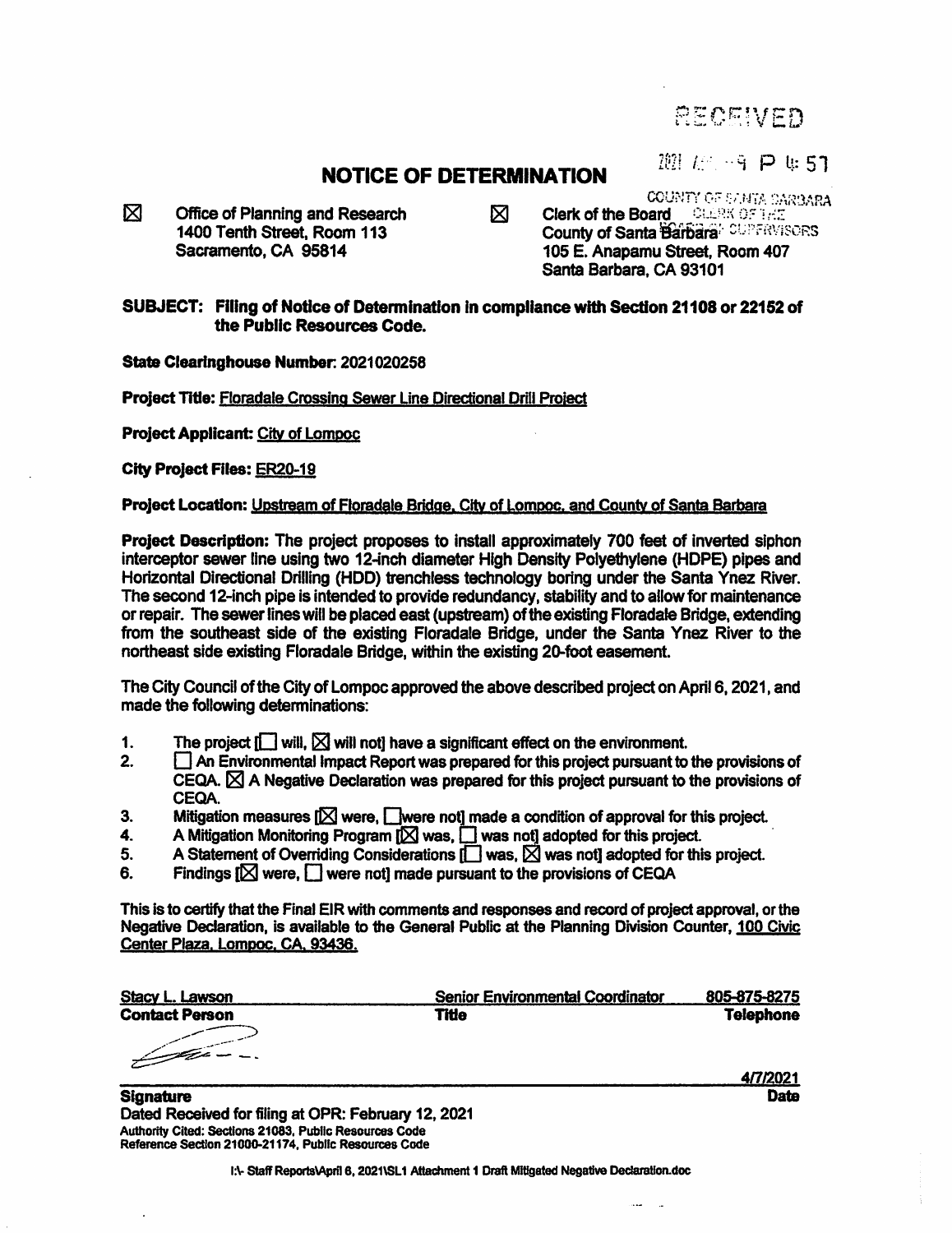RECEIVED

2021 APR -9 P 4:57

COUNTY OF SANTA BARBARA
CLERK OF THE
BOARD OF SUPERVISORS

# NOTICE OF DETERMINATION

☒ Office of Planning and Research
1400 Tenth Street, Room 113
Sacramento, CA 95814

☒ Clerk of the Board
County of Santa Barbara
105 E. Anapamu Street, Room 407
Santa Barbara, CA 93101

**SUBJECT: Filing of Notice of Determination in compliance with Section 21108 or 22152 of the Public Resources Code.**

**State Clearinghouse Number**: 2021020258

**Project Title:** Floradale Crossing Sewer Line Directional Drill Project

**Project Applicant:** City of Lompoc

**City Project Files:** ER20-19

**Project Location:** Upstream of Floradale Bridge, City of Lompoc, and County of Santa Barbara

**Project Description:** The project proposes to install approximately 700 feet of inverted siphon interceptor sewer line using two 12-inch diameter High Density Polyethylene (HDPE) pipes and Horizontal Directional Drilling (HDD) trenchless technology boring under the Santa Ynez River. The second 12-inch pipe is intended to provide redundancy, stability and to allow for maintenance or repair. The sewer lines will be placed east (upstream) of the existing Floradale Bridge, extending from the southeast side of the existing Floradale Bridge, under the Santa Ynez River to the northeast side existing Floradale Bridge, within the existing 20-foot easement.

The City Council of the City of Lompoc approved the above described project on April 6, 2021, and made the following determinations:

1. The project [☐ will, ☒ will not] have a significant effect on the environment.
2. ☐ An Environmental Impact Report was prepared for this project pursuant to the provisions of CEQA. ☒ A Negative Declaration was prepared for this project pursuant to the provisions of CEQA.
3. Mitigation measures [☒ were, ☐ were not] made a condition of approval for this project.
4. A Mitigation Monitoring Program [☒ was, ☐ was not] adopted for this project.
5. A Statement of Overriding Considerations [☐ was, ☒ was not] adopted for this project.
6. Findings [☒ were, ☐ were not] made pursuant to the provisions of CEQA

This is to certify that the Final EIR with comments and responses and record of project approval, or the Negative Declaration, is available to the General Public at the Planning Division Counter, 100 Civic Center Plaza, Lompoc, CA, 93436.

| Stacy L. Lawson | Senior Environmental Coordinator | 805-875-8275 |
|---|---|---|
| **Contact Person** | **Title** | **Telephone** |

**Signature** — 4/7/2021 **Date**

Dated Received for filing at OPR: February 12, 2021

Authority Cited: Sections 21083, Public Resources Code
Reference Section 21000-21174, Public Resources Code

I:\- Staff Reports\April 6, 2021\SL1 Attachment 1 Draft Mitigated Negative Declaration.doc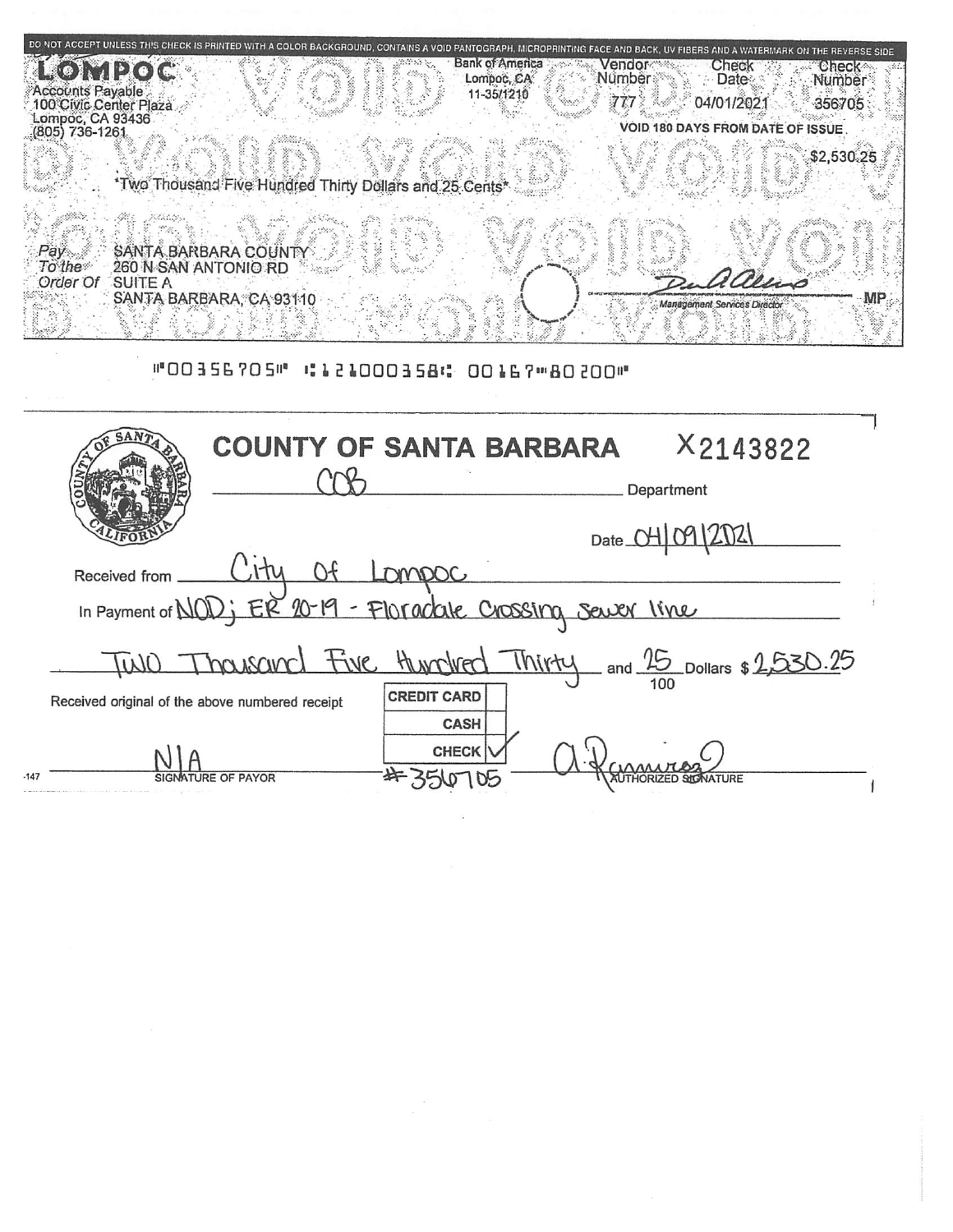DO NOT ACCEPT UNLESS THIS CHECK IS PRINTED WITH A COLOR BACKGROUND, CONTAINS A VOID PANTOGRAPH, MICROPRINTING FACE AND BACK, UV FIBERS AND A WATERMARK ON THE REVERSE SIDE

**LOMPOC**
Accounts Payable
100 Civic Center Plaza
Lompoc, CA 93436
(805) 736-1261

Bank of America
Lompoc, CA
11-35/1210

| Vendor Number | Check Date | Check Number |
|---|---|---|
| 777 | 04/01/2021 | 356705 |

VOID 180 DAYS FROM DATE OF ISSUE

$2,530.25

\*Two Thousand Five Hundred Thirty Dollars and 25 Cents\*

Pay To the Order Of
SANTA BARBARA COUNTY
260 N SAN ANTONIO RD
SUITE A
SANTA BARBARA, CA 93110

Management Services Director

MP

⑈00356705⑈ ⑆121000358⑆ 00167⑈80200⑈

---

# COUNTY OF SANTA BARBARA

X2143822

COB Department

Date 04/09/2021

Received from City Of Lompoc

In Payment of NOD; ER 20-19 - Floradale Crossing Sewer line

Two Thousand Five Hundred Thirty and 25/100 Dollars $2,530.25

Received original of the above numbered receipt

| | |
|---|---|
| CREDIT CARD | |
| CASH | |
| CHECK | ✓ |

#356705

N/A
SIGNATURE OF PAYOR

A. Ramirez
AUTHORIZED SIGNATURE

-147